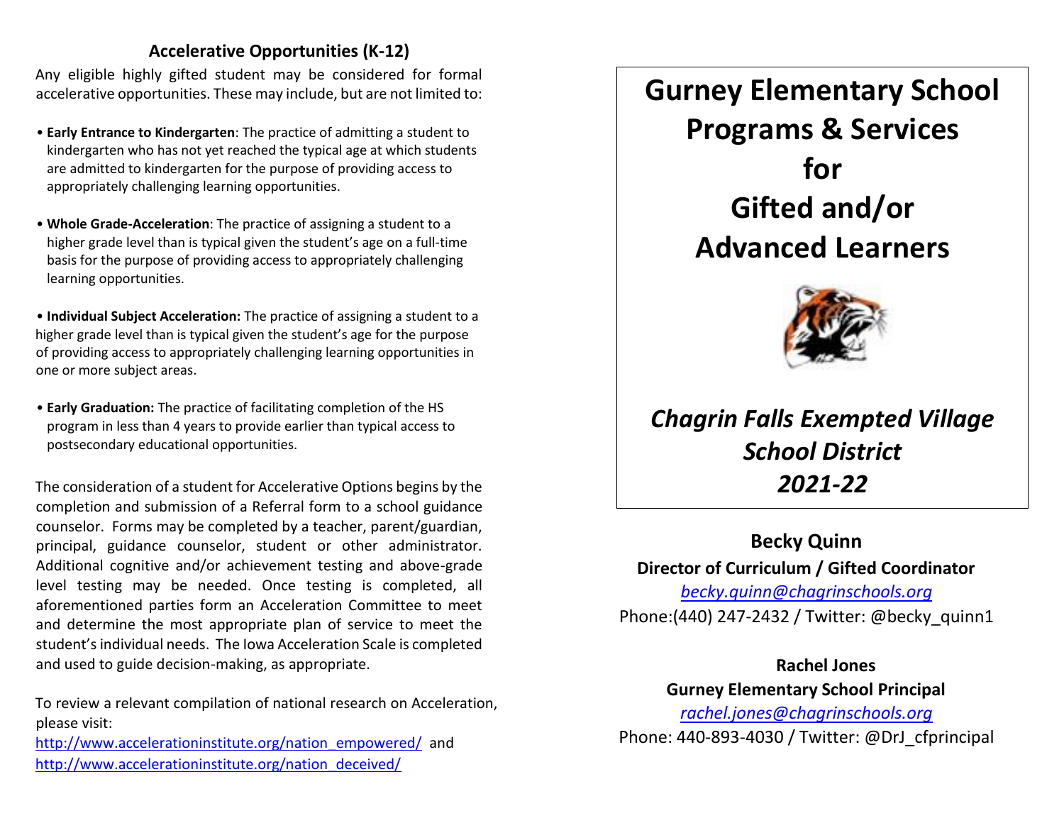## Accelerative Opportunities (K-12)

Any eligible highly gifted student may be considered for formal accelerative opportunities. These may include, but are not limited to:

- **Early Entrance to Kindergarten**: The practice of admitting a student to kindergarten who has not yet reached the typical age at which students are admitted to kindergarten for the purpose of providing access to appropriately challenging learning opportunities.
- **Whole Grade-Acceleration**: The practice of assigning a student to a higher grade level than is typical given the student's age on a full-time basis for the purpose of providing access to appropriately challenging learning opportunities.
- **Individual Subject Acceleration:** The practice of assigning a student to a higher grade level than is typical given the student's age for the purpose of providing access to appropriately challenging learning opportunities in one or more subject areas.
- **Early Graduation:** The practice of facilitating completion of the HS program in less than 4 years to provide earlier than typical access to postsecondary educational opportunities.

The consideration of a student for Accelerative Options begins by the completion and submission of a Referral form to a school guidance counselor. Forms may be completed by a teacher, parent/guardian, principal, guidance counselor, student or other administrator. Additional cognitive and/or achievement testing and above-grade level testing may be needed. Once testing is completed, all aforementioned parties form an Acceleration Committee to meet and determine the most appropriate plan of service to meet the student's individual needs. The Iowa Acceleration Scale is completed and used to guide decision-making, as appropriate.

To review a relevant compilation of national research on Acceleration, please visit:
http://www.accelerationinstitute.org/nation_empowered/ and http://www.accelerationinstitute.org/nation_deceived/

# Gurney Elementary School Programs & Services for Gifted and/or Advanced Learners

*Chagrin Falls Exempted Village School District*
*2021-22*

**Becky Quinn**
**Director of Curriculum / Gifted Coordinator**
*becky.quinn@chagrinschools.org*
Phone:(440) 247-2432 / Twitter: @becky_quinn1

**Rachel Jones**
**Gurney Elementary School Principal**
*rachel.jones@chagrinschools.org*
Phone: 440-893-4030 / Twitter: @DrJ_cfprincipal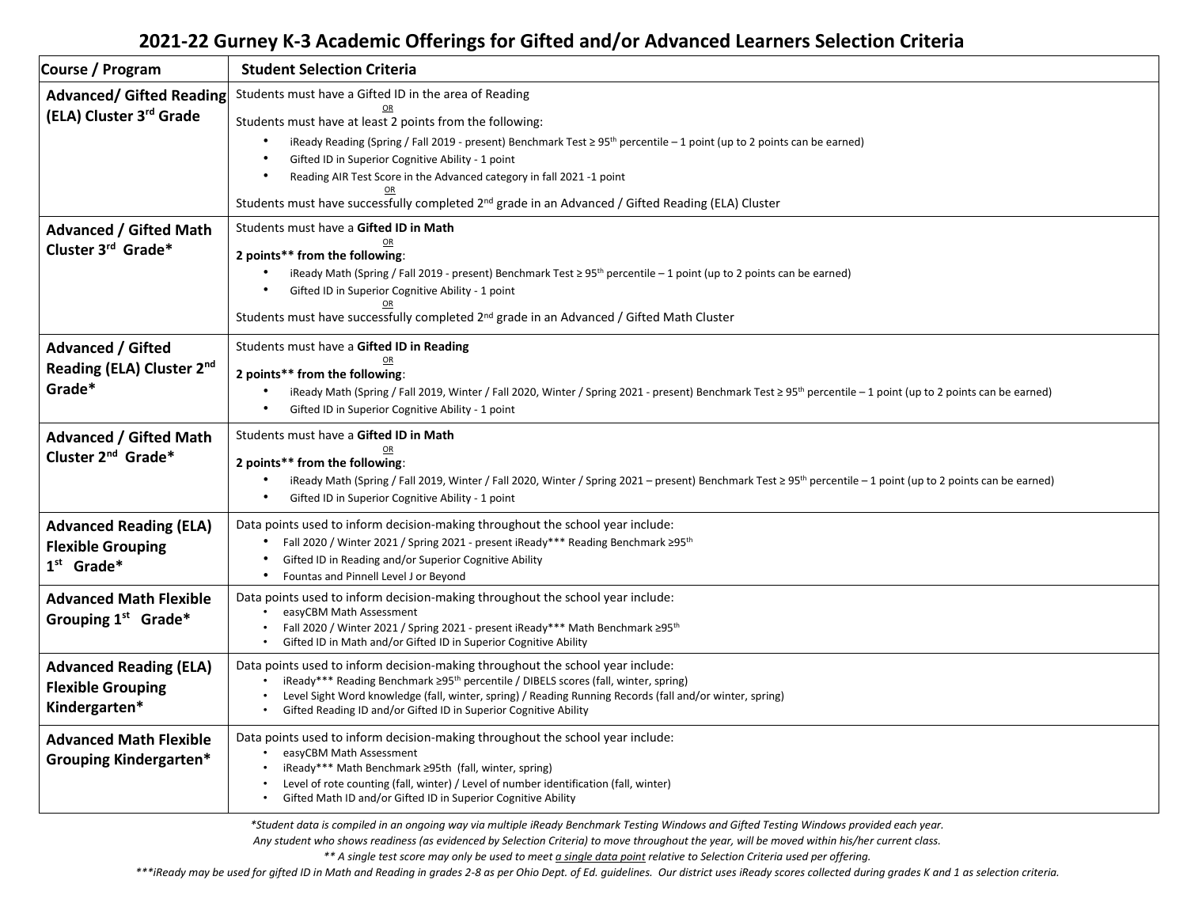# 2021-22 Gurney K-3 Academic Offerings for Gifted and/or Advanced Learners Selection Criteria

| Course / Program | Student Selection Criteria |
| --- | --- |
| **Advanced/ Gifted Reading (ELA) Cluster 3rd Grade** | Students must have a Gifted ID in the area of Reading<br>OR<br>Students must have at least 2 points from the following:<br>• iReady Reading (Spring / Fall 2019 - present) Benchmark Test ≥ 95th percentile – 1 point (up to 2 points can be earned)<br>• Gifted ID in Superior Cognitive Ability - 1 point<br>• Reading AIR Test Score in the Advanced category in fall 2021 -1 point<br>OR<br>Students must have successfully completed 2nd grade in an Advanced / Gifted Reading (ELA) Cluster |
| **Advanced / Gifted Math Cluster 3rd Grade*** | Students must have a **Gifted ID in Math**<br>OR<br>**2 points** from the following**:<br>• iReady Math (Spring / Fall 2019 - present) Benchmark Test ≥ 95th percentile – 1 point (up to 2 points can be earned)<br>• Gifted ID in Superior Cognitive Ability - 1 point<br>OR<br>Students must have successfully completed 2nd grade in an Advanced / Gifted Math Cluster |
| **Advanced / Gifted Reading (ELA) Cluster 2nd Grade*** | Students must have a **Gifted ID in Reading**<br>OR<br>**2 points** from the following**:<br>• iReady Math (Spring / Fall 2019, Winter / Fall 2020, Winter / Spring 2021 - present) Benchmark Test ≥ 95th percentile – 1 point (up to 2 points can be earned)<br>• Gifted ID in Superior Cognitive Ability - 1 point |
| **Advanced / Gifted Math Cluster 2nd Grade*** | Students must have a **Gifted ID in Math**<br>OR<br>**2 points** from the following**:<br>• iReady Math (Spring / Fall 2019, Winter / Fall 2020, Winter / Spring 2021 – present) Benchmark Test ≥ 95th percentile – 1 point (up to 2 points can be earned)<br>• Gifted ID in Superior Cognitive Ability - 1 point |
| **Advanced Reading (ELA) Flexible Grouping 1st Grade*** | Data points used to inform decision-making throughout the school year include:<br>• Fall 2020 / Winter 2021 / Spring 2021 - present iReady*** Reading Benchmark ≥95th<br>• Gifted ID in Reading and/or Superior Cognitive Ability<br>• Fountas and Pinnell Level J or Beyond |
| **Advanced Math Flexible Grouping 1st Grade*** | Data points used to inform decision-making throughout the school year include:<br>• easyCBM Math Assessment<br>• Fall 2020 / Winter 2021 / Spring 2021 - present iReady*** Math Benchmark ≥95th<br>• Gifted ID in Math and/or Gifted ID in Superior Cognitive Ability |
| **Advanced Reading (ELA) Flexible Grouping Kindergarten*** | Data points used to inform decision-making throughout the school year include:<br>• iReady*** Reading Benchmark ≥95th percentile / DIBELS scores (fall, winter, spring)<br>• Level Sight Word knowledge (fall, winter, spring) / Reading Running Records (fall and/or winter, spring)<br>• Gifted Reading ID and/or Gifted ID in Superior Cognitive Ability |
| **Advanced Math Flexible Grouping Kindergarten*** | Data points used to inform decision-making throughout the school year include:<br>• easyCBM Math Assessment<br>• iReady*** Math Benchmark ≥95th (fall, winter, spring)<br>• Level of rote counting (fall, winter) / Level of number identification (fall, winter)<br>• Gifted Math ID and/or Gifted ID in Superior Cognitive Ability |

*\*Student data is compiled in an ongoing way via multiple iReady Benchmark Testing Windows and Gifted Testing Windows provided each year.*

*Any student who shows readiness (as evidenced by Selection Criteria) to move throughout the year, will be moved within his/her current class.*

*\*\* A single test score may only be used to meet a single data point relative to Selection Criteria used per offering.*

*\*\*\*iReady may be used for gifted ID in Math and Reading in grades 2-8 as per Ohio Dept. of Ed. guidelines. Our district uses iReady scores collected during grades K and 1 as selection criteria.*